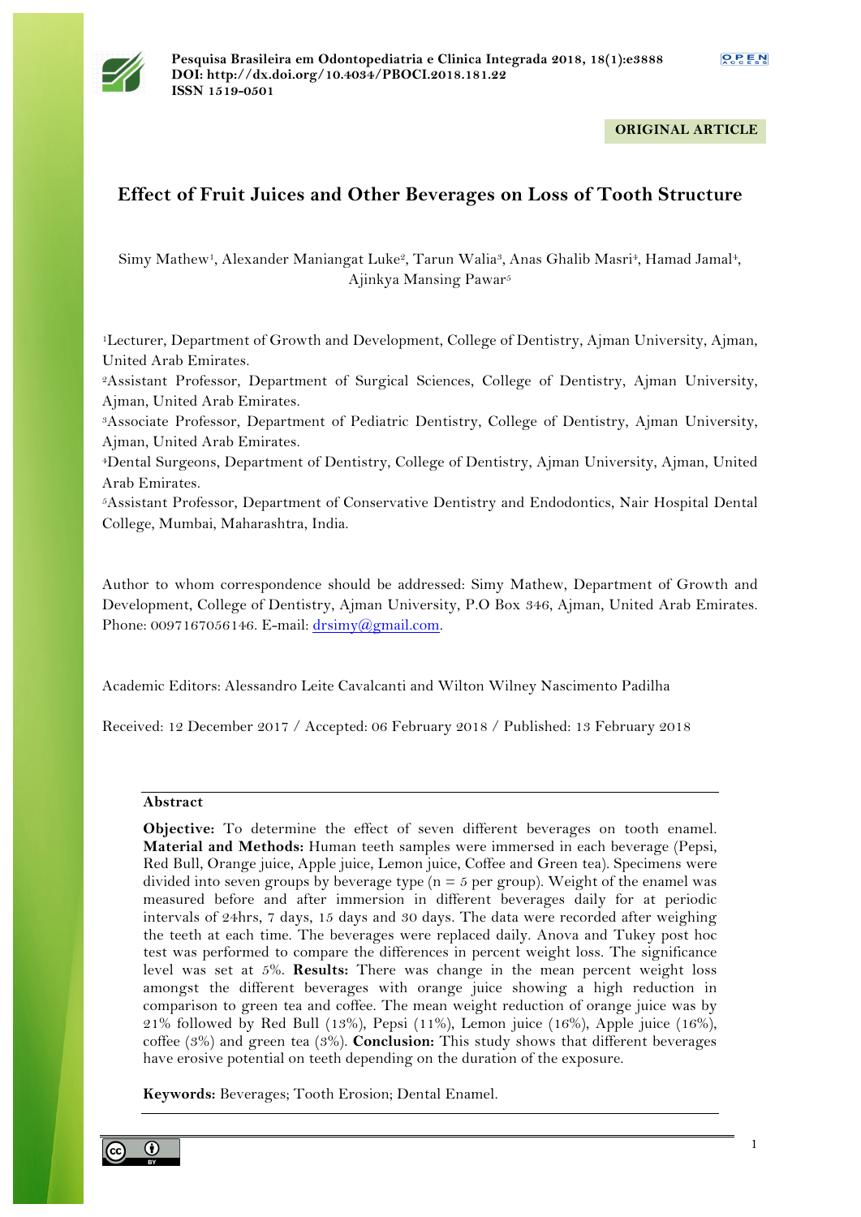**Pesquisa Brasileira em Odontopediatria e Clinica Integrada 2018, 18(1):e3888**
**DOI: http://dx.doi.org/10.4034/PBOCI.2018.181.22**
**ISSN 1519-0501**

**ORIGINAL ARTICLE**

# Effect of Fruit Juices and Other Beverages on Loss of Tooth Structure

Simy Mathew[1], Alexander Maniangat Luke[2], Tarun Walia[3], Anas Ghalib Masri[4], Hamad Jamal[4], Ajinkya Mansing Pawar[5]

[1]Lecturer, Department of Growth and Development, College of Dentistry, Ajman University, Ajman, United Arab Emirates.
[2]Assistant Professor, Department of Surgical Sciences, College of Dentistry, Ajman University, Ajman, United Arab Emirates.
[3]Associate Professor, Department of Pediatric Dentistry, College of Dentistry, Ajman University, Ajman, United Arab Emirates.
[4]Dental Surgeons, Department of Dentistry, College of Dentistry, Ajman University, Ajman, United Arab Emirates.
[5]Assistant Professor, Department of Conservative Dentistry and Endodontics, Nair Hospital Dental College, Mumbai, Maharashtra, India.

Author to whom correspondence should be addressed: Simy Mathew, Department of Growth and Development, College of Dentistry, Ajman University, P.O Box 346, Ajman, United Arab Emirates. Phone: 0097167056146. E-mail: drsimy@gmail.com.

Academic Editors: Alessandro Leite Cavalcanti and Wilton Wilney Nascimento Padilha

Received: 12 December 2017 / Accepted: 06 February 2018 / Published: 13 February 2018

## Abstract

**Objective:** To determine the effect of seven different beverages on tooth enamel. **Material and Methods:** Human teeth samples were immersed in each beverage (Pepsi, Red Bull, Orange juice, Apple juice, Lemon juice, Coffee and Green tea). Specimens were divided into seven groups by beverage type (n = 5 per group). Weight of the enamel was measured before and after immersion in different beverages daily for at periodic intervals of 24hrs, 7 days, 15 days and 30 days. The data were recorded after weighing the teeth at each time. The beverages were replaced daily. Anova and Tukey post hoc test was performed to compare the differences in percent weight loss. The significance level was set at 5%. **Results:** There was change in the mean percent weight loss amongst the different beverages with orange juice showing a high reduction in comparison to green tea and coffee. The mean weight reduction of orange juice was by 21% followed by Red Bull (13%), Pepsi (11%), Lemon juice (16%), Apple juice (16%), coffee (3%) and green tea (3%). **Conclusion:** This study shows that different beverages have erosive potential on teeth depending on the duration of the exposure.

**Keywords:** Beverages; Tooth Erosion; Dental Enamel.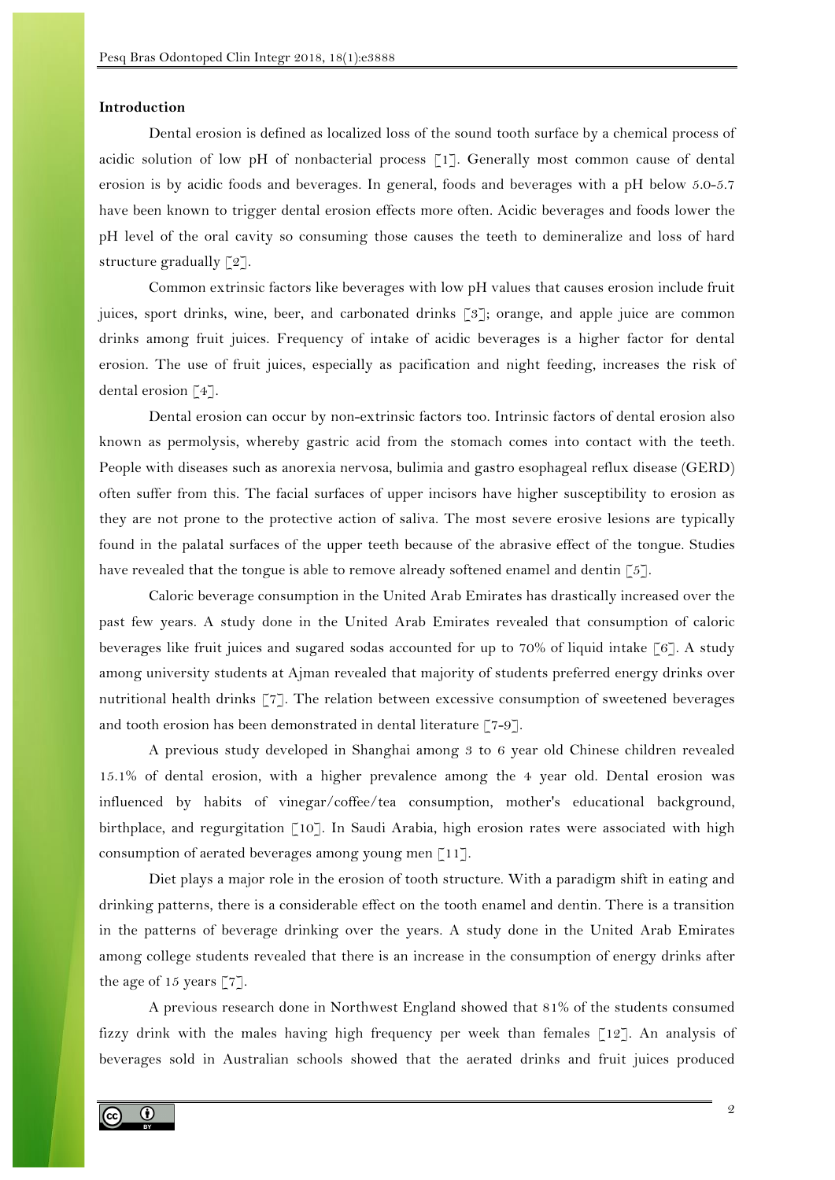## Introduction

Dental erosion is defined as localized loss of the sound tooth surface by a chemical process of acidic solution of low pH of nonbacterial process [1]. Generally most common cause of dental erosion is by acidic foods and beverages. In general, foods and beverages with a pH below 5.0-5.7 have been known to trigger dental erosion effects more often. Acidic beverages and foods lower the pH level of the oral cavity so consuming those causes the teeth to demineralize and loss of hard structure gradually [2].

Common extrinsic factors like beverages with low pH values that causes erosion include fruit juices, sport drinks, wine, beer, and carbonated drinks [3]; orange, and apple juice are common drinks among fruit juices. Frequency of intake of acidic beverages is a higher factor for dental erosion. The use of fruit juices, especially as pacification and night feeding, increases the risk of dental erosion [4].

Dental erosion can occur by non-extrinsic factors too. Intrinsic factors of dental erosion also known as permolysis, whereby gastric acid from the stomach comes into contact with the teeth. People with diseases such as anorexia nervosa, bulimia and gastro esophageal reflux disease (GERD) often suffer from this. The facial surfaces of upper incisors have higher susceptibility to erosion as they are not prone to the protective action of saliva. The most severe erosive lesions are typically found in the palatal surfaces of the upper teeth because of the abrasive effect of the tongue. Studies have revealed that the tongue is able to remove already softened enamel and dentin [5].

Caloric beverage consumption in the United Arab Emirates has drastically increased over the past few years. A study done in the United Arab Emirates revealed that consumption of caloric beverages like fruit juices and sugared sodas accounted for up to 70% of liquid intake [6]. A study among university students at Ajman revealed that majority of students preferred energy drinks over nutritional health drinks [7]. The relation between excessive consumption of sweetened beverages and tooth erosion has been demonstrated in dental literature [7-9].

A previous study developed in Shanghai among 3 to 6 year old Chinese children revealed 15.1% of dental erosion, with a higher prevalence among the 4 year old. Dental erosion was influenced by habits of vinegar/coffee/tea consumption, mother's educational background, birthplace, and regurgitation [10]. In Saudi Arabia, high erosion rates were associated with high consumption of aerated beverages among young men [11].

Diet plays a major role in the erosion of tooth structure. With a paradigm shift in eating and drinking patterns, there is a considerable effect on the tooth enamel and dentin. There is a transition in the patterns of beverage drinking over the years. A study done in the United Arab Emirates among college students revealed that there is an increase in the consumption of energy drinks after the age of 15 years [7].

A previous research done in Northwest England showed that 81% of the students consumed fizzy drink with the males having high frequency per week than females [12]. An analysis of beverages sold in Australian schools showed that the aerated drinks and fruit juices produced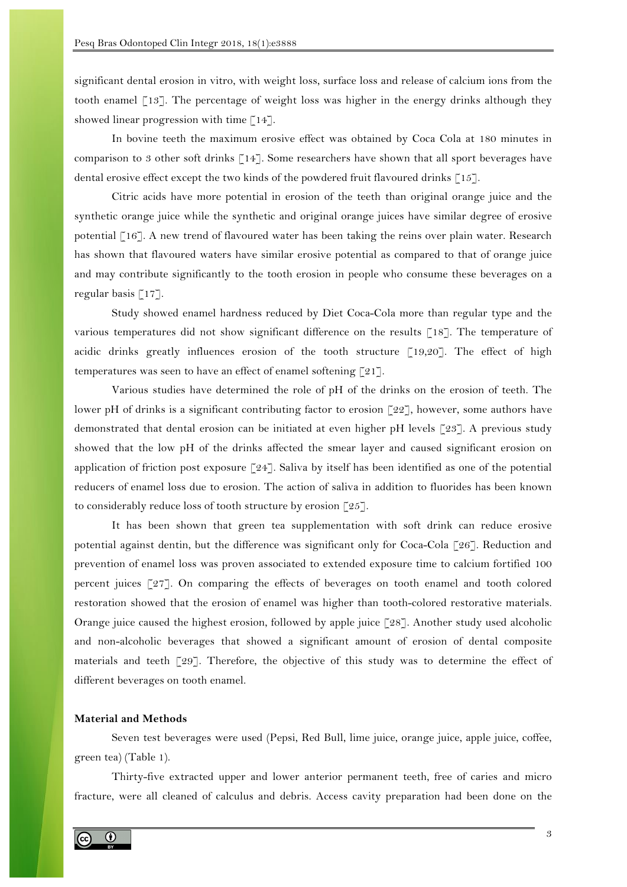significant dental erosion in vitro, with weight loss, surface loss and release of calcium ions from the tooth enamel [13]. The percentage of weight loss was higher in the energy drinks although they showed linear progression with time [14].

In bovine teeth the maximum erosive effect was obtained by Coca Cola at 180 minutes in comparison to 3 other soft drinks [14]. Some researchers have shown that all sport beverages have dental erosive effect except the two kinds of the powdered fruit flavoured drinks [15].

Citric acids have more potential in erosion of the teeth than original orange juice and the synthetic orange juice while the synthetic and original orange juices have similar degree of erosive potential [16]. A new trend of flavoured water has been taking the reins over plain water. Research has shown that flavoured waters have similar erosive potential as compared to that of orange juice and may contribute significantly to the tooth erosion in people who consume these beverages on a regular basis [17].

Study showed enamel hardness reduced by Diet Coca-Cola more than regular type and the various temperatures did not show significant difference on the results [18]. The temperature of acidic drinks greatly influences erosion of the tooth structure [19,20]. The effect of high temperatures was seen to have an effect of enamel softening [21].

Various studies have determined the role of pH of the drinks on the erosion of teeth. The lower pH of drinks is a significant contributing factor to erosion [22], however, some authors have demonstrated that dental erosion can be initiated at even higher pH levels [23]. A previous study showed that the low pH of the drinks affected the smear layer and caused significant erosion on application of friction post exposure [24]. Saliva by itself has been identified as one of the potential reducers of enamel loss due to erosion. The action of saliva in addition to fluorides has been known to considerably reduce loss of tooth structure by erosion [25].

It has been shown that green tea supplementation with soft drink can reduce erosive potential against dentin, but the difference was significant only for Coca-Cola [26]. Reduction and prevention of enamel loss was proven associated to extended exposure time to calcium fortified 100 percent juices [27]. On comparing the effects of beverages on tooth enamel and tooth colored restoration showed that the erosion of enamel was higher than tooth-colored restorative materials. Orange juice caused the highest erosion, followed by apple juice [28]. Another study used alcoholic and non-alcoholic beverages that showed a significant amount of erosion of dental composite materials and teeth [29]. Therefore, the objective of this study was to determine the effect of different beverages on tooth enamel.

## Material and Methods

Seven test beverages were used (Pepsi, Red Bull, lime juice, orange juice, apple juice, coffee, green tea) (Table 1).

Thirty-five extracted upper and lower anterior permanent teeth, free of caries and micro fracture, were all cleaned of calculus and debris. Access cavity preparation had been done on the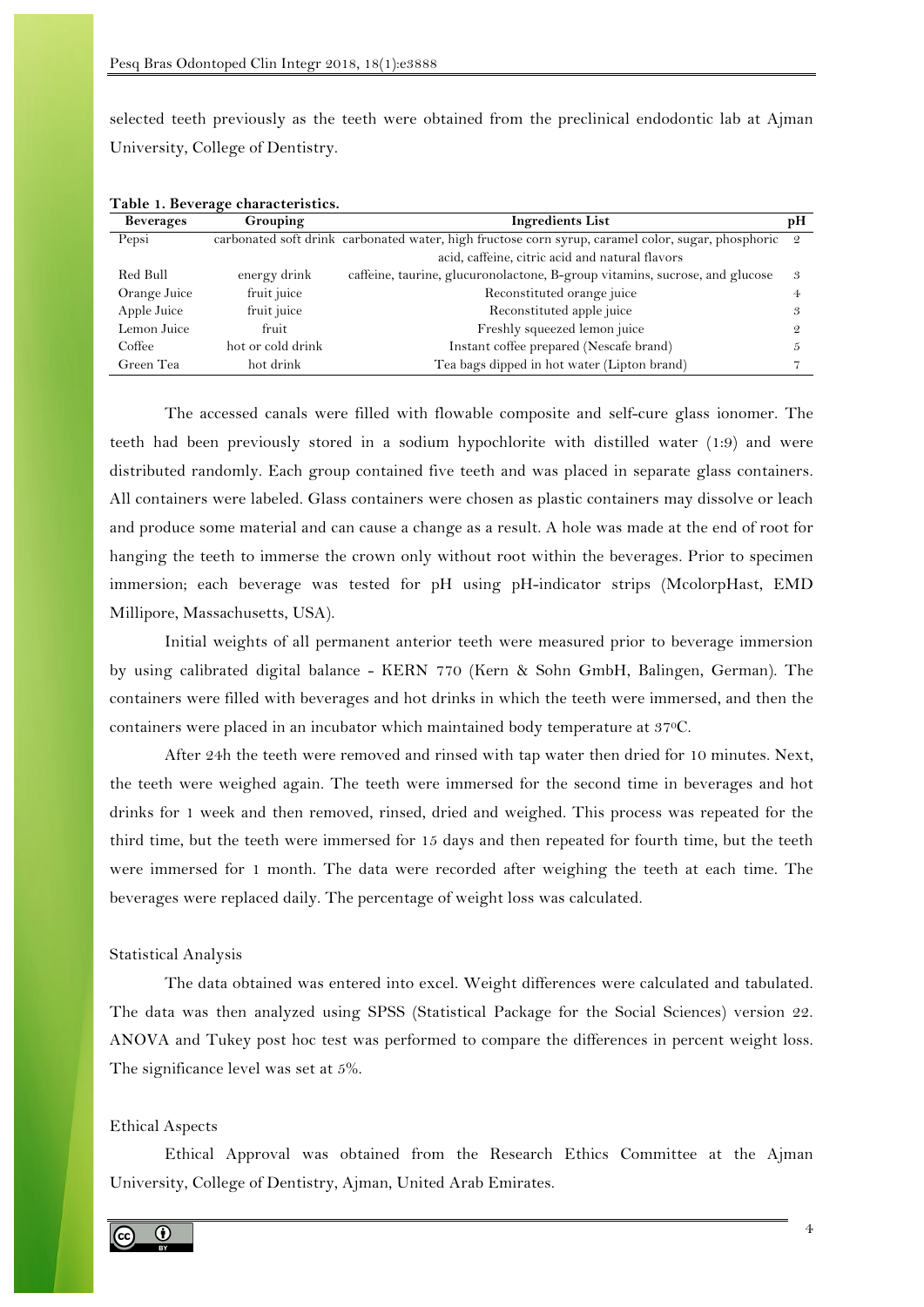selected teeth previously as the teeth were obtained from the preclinical endodontic lab at Ajman University, College of Dentistry.

**Table 1. Beverage characteristics.**

| Beverages | Grouping | Ingredients List | pH |
|---|---|---|---|
| Pepsi | carbonated soft drink | carbonated water, high fructose corn syrup, caramel color, sugar, phosphoric acid, caffeine, citric acid and natural flavors | 2 |
| Red Bull | energy drink | caffeine, taurine, glucuronolactone, B-group vitamins, sucrose, and glucose | 3 |
| Orange Juice | fruit juice | Reconstituted orange juice | 4 |
| Apple Juice | fruit juice | Reconstituted apple juice | 3 |
| Lemon Juice | fruit | Freshly squeezed lemon juice | 2 |
| Coffee | hot or cold drink | Instant coffee prepared (Nescafe brand) | 5 |
| Green Tea | hot drink | Tea bags dipped in hot water (Lipton brand) | 7 |

The accessed canals were filled with flowable composite and self-cure glass ionomer. The teeth had been previously stored in a sodium hypochlorite with distilled water (1:9) and were distributed randomly. Each group contained five teeth and was placed in separate glass containers. All containers were labeled. Glass containers were chosen as plastic containers may dissolve or leach and produce some material and can cause a change as a result. A hole was made at the end of root for hanging the teeth to immerse the crown only without root within the beverages. Prior to specimen immersion; each beverage was tested for pH using pH-indicator strips (McolorpHast, EMD Millipore, Massachusetts, USA).

Initial weights of all permanent anterior teeth were measured prior to beverage immersion by using calibrated digital balance - KERN 770 (Kern & Sohn GmbH, Balingen, German). The containers were filled with beverages and hot drinks in which the teeth were immersed, and then the containers were placed in an incubator which maintained body temperature at 37ºC.

After 24h the teeth were removed and rinsed with tap water then dried for 10 minutes. Next, the teeth were weighed again. The teeth were immersed for the second time in beverages and hot drinks for 1 week and then removed, rinsed, dried and weighed. This process was repeated for the third time, but the teeth were immersed for 15 days and then repeated for fourth time, but the teeth were immersed for 1 month. The data were recorded after weighing the teeth at each time. The beverages were replaced daily. The percentage of weight loss was calculated.

## Statistical Analysis

The data obtained was entered into excel. Weight differences were calculated and tabulated. The data was then analyzed using SPSS (Statistical Package for the Social Sciences) version 22. ANOVA and Tukey post hoc test was performed to compare the differences in percent weight loss. The significance level was set at 5%.

## Ethical Aspects

Ethical Approval was obtained from the Research Ethics Committee at the Ajman University, College of Dentistry, Ajman, United Arab Emirates.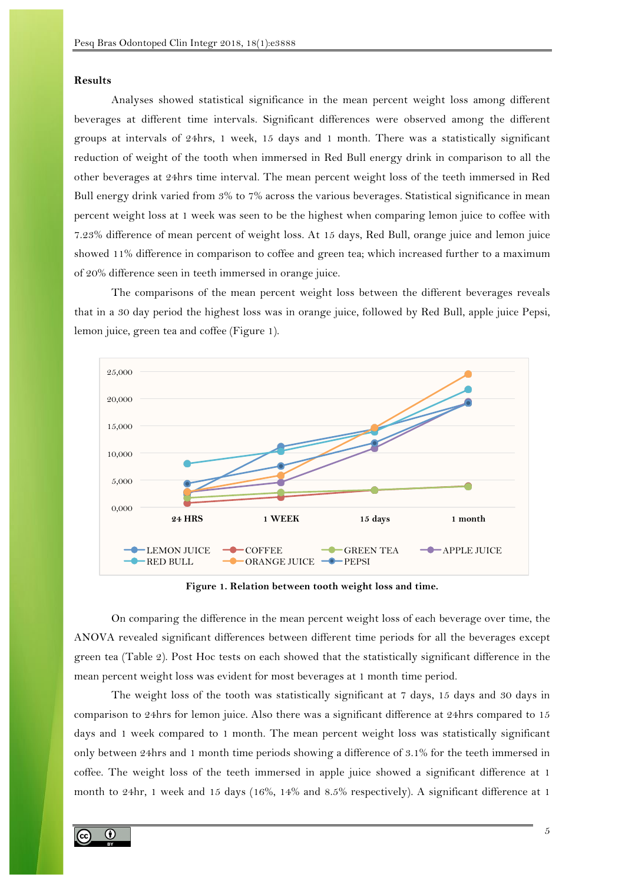### Results

Analyses showed statistical significance in the mean percent weight loss among different beverages at different time intervals. Significant differences were observed among the different groups at intervals of 24hrs, 1 week, 15 days and 1 month. There was a statistically significant reduction of weight of the tooth when immersed in Red Bull energy drink in comparison to all the other beverages at 24hrs time interval. The mean percent weight loss of the teeth immersed in Red Bull energy drink varied from 3% to 7% across the various beverages. Statistical significance in mean percent weight loss at 1 week was seen to be the highest when comparing lemon juice to coffee with 7.23% difference of mean percent of weight loss. At 15 days, Red Bull, orange juice and lemon juice showed 11% difference in comparison to coffee and green tea; which increased further to a maximum of 20% difference seen in teeth immersed in orange juice.

The comparisons of the mean percent weight loss between the different beverages reveals that in a 30 day period the highest loss was in orange juice, followed by Red Bull, apple juice Pepsi, lemon juice, green tea and coffee (Figure 1).

**Figure 1. Relation between tooth weight loss and time.**

On comparing the difference in the mean percent weight loss of each beverage over time, the ANOVA revealed significant differences between different time periods for all the beverages except green tea (Table 2). Post Hoc tests on each showed that the statistically significant difference in the mean percent weight loss was evident for most beverages at 1 month time period.

The weight loss of the tooth was statistically significant at 7 days, 15 days and 30 days in comparison to 24hrs for lemon juice. Also there was a significant difference at 24hrs compared to 15 days and 1 week compared to 1 month. The mean percent weight loss was statistically significant only between 24hrs and 1 month time periods showing a difference of 3.1% for the teeth immersed in coffee. The weight loss of the teeth immersed in apple juice showed a significant difference at 1 month to 24hr, 1 week and 15 days (16%, 14% and 8.5% respectively). A significant difference at 1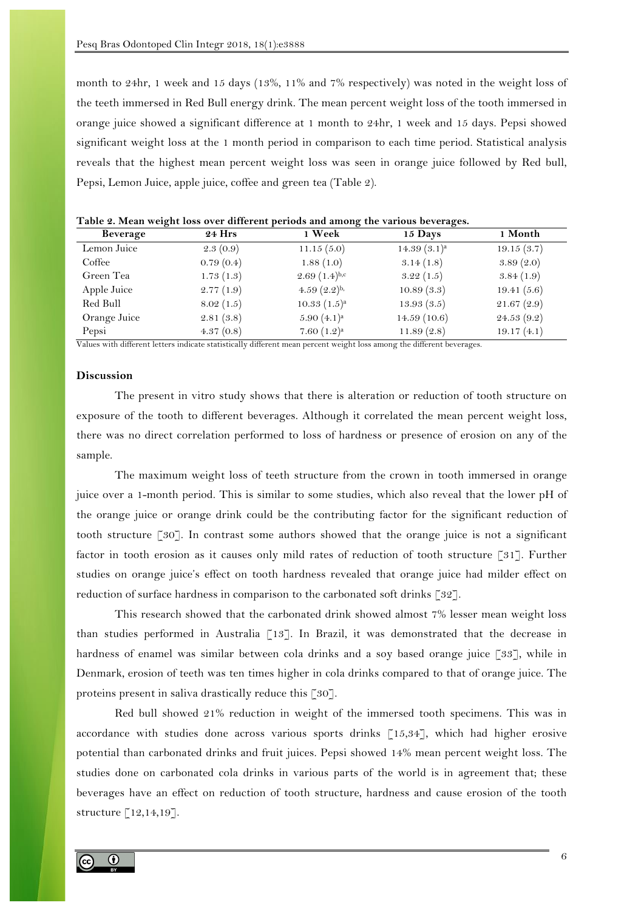month to 24hr, 1 week and 15 days (13%, 11% and 7% respectively) was noted in the weight loss of the teeth immersed in Red Bull energy drink. The mean percent weight loss of the tooth immersed in orange juice showed a significant difference at 1 month to 24hr, 1 week and 15 days. Pepsi showed significant weight loss at the 1 month period in comparison to each time period. Statistical analysis reveals that the highest mean percent weight loss was seen in orange juice followed by Red bull, Pepsi, Lemon Juice, apple juice, coffee and green tea (Table 2).

**Table 2. Mean weight loss over different periods and among the various beverages.**

| Beverage | 24 Hrs | 1 Week | 15 Days | 1 Month |
|---|---|---|---|---|
| Lemon Juice | 2.3 (0.9) | 11.15 (5.0) | 14.39 (3.1)[a] | 19.15 (3.7) |
| Coffee | 0.79 (0.4) | 1.88 (1.0) | 3.14 (1.8) | 3.89 (2.0) |
| Green Tea | 1.73 (1.3) | 2.69 (1.4)[b,c] | 3.22 (1.5) | 3.84 (1.9) |
| Apple Juice | 2.77 (1.9) | 4.59 (2.2)[b,] | 10.89 (3.3) | 19.41 (5.6) |
| Red Bull | 8.02 (1.5) | 10.33 (1.5)[a] | 13.93 (3.5) | 21.67 (2.9) |
| Orange Juice | 2.81 (3.8) | 5.90 (4.1)[a] | 14.59 (10.6) | 24.53 (9.2) |
| Pepsi | 4.37 (0.8) | 7.60 (1.2)[a] | 11.89 (2.8) | 19.17 (4.1) |

Values with different letters indicate statistically different mean percent weight loss among the different beverages.

### Discussion

The present in vitro study shows that there is alteration or reduction of tooth structure on exposure of the tooth to different beverages. Although it correlated the mean percent weight loss, there was no direct correlation performed to loss of hardness or presence of erosion on any of the sample.

The maximum weight loss of teeth structure from the crown in tooth immersed in orange juice over a 1-month period. This is similar to some studies, which also reveal that the lower pH of the orange juice or orange drink could be the contributing factor for the significant reduction of tooth structure [30]. In contrast some authors showed that the orange juice is not a significant factor in tooth erosion as it causes only mild rates of reduction of tooth structure [31]. Further studies on orange juice's effect on tooth hardness revealed that orange juice had milder effect on reduction of surface hardness in comparison to the carbonated soft drinks [32].

This research showed that the carbonated drink showed almost 7% lesser mean weight loss than studies performed in Australia [13]. In Brazil, it was demonstrated that the decrease in hardness of enamel was similar between cola drinks and a soy based orange juice [33], while in Denmark, erosion of teeth was ten times higher in cola drinks compared to that of orange juice. The proteins present in saliva drastically reduce this [30].

Red bull showed 21% reduction in weight of the immersed tooth specimens. This was in accordance with studies done across various sports drinks [15,34], which had higher erosive potential than carbonated drinks and fruit juices. Pepsi showed 14% mean percent weight loss. The studies done on carbonated cola drinks in various parts of the world is in agreement that; these beverages have an effect on reduction of tooth structure, hardness and cause erosion of the tooth structure [12,14,19].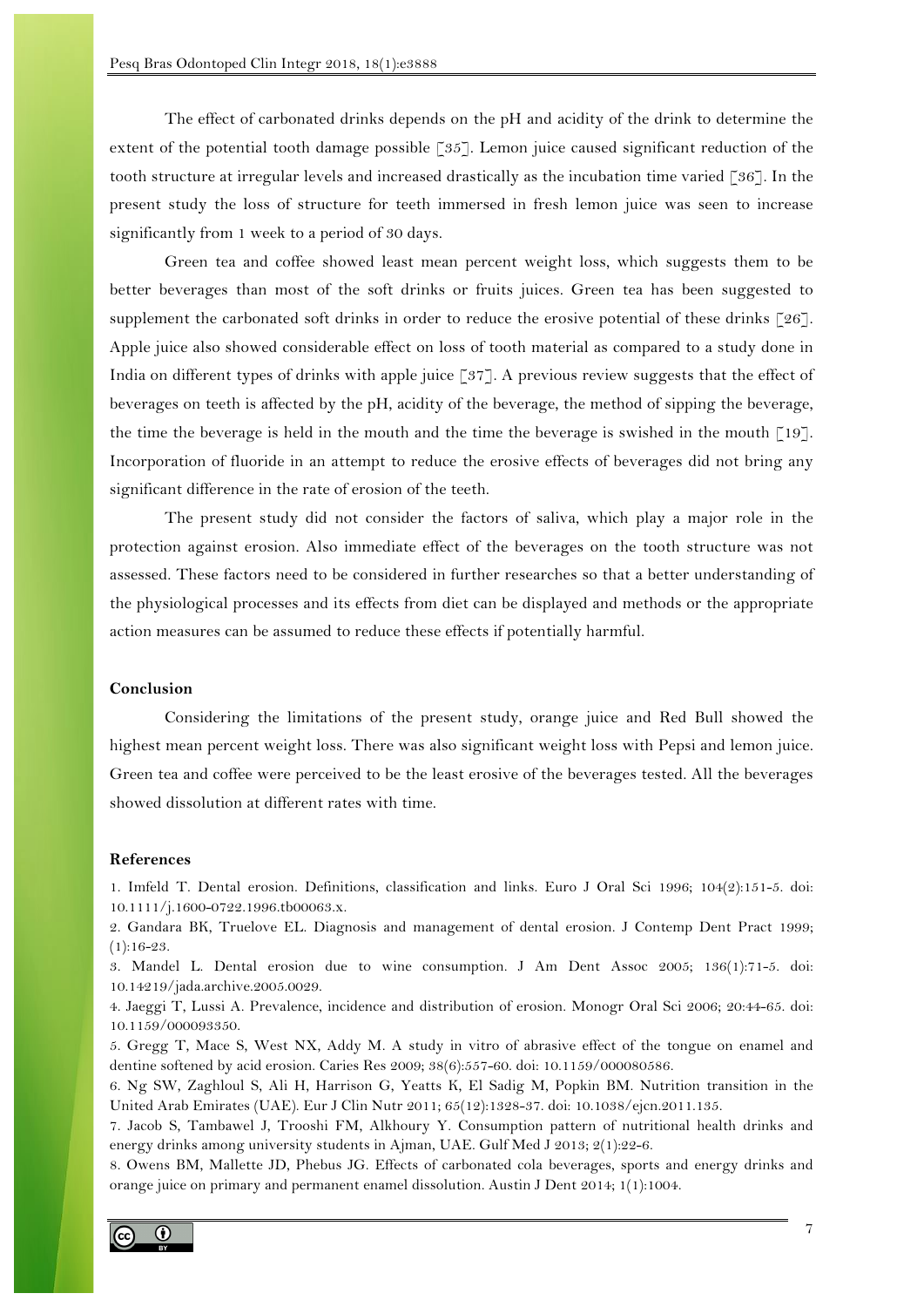The effect of carbonated drinks depends on the pH and acidity of the drink to determine the extent of the potential tooth damage possible [35]. Lemon juice caused significant reduction of the tooth structure at irregular levels and increased drastically as the incubation time varied [36]. In the present study the loss of structure for teeth immersed in fresh lemon juice was seen to increase significantly from 1 week to a period of 30 days.

Green tea and coffee showed least mean percent weight loss, which suggests them to be better beverages than most of the soft drinks or fruits juices. Green tea has been suggested to supplement the carbonated soft drinks in order to reduce the erosive potential of these drinks [26]. Apple juice also showed considerable effect on loss of tooth material as compared to a study done in India on different types of drinks with apple juice [37]. A previous review suggests that the effect of beverages on teeth is affected by the pH, acidity of the beverage, the method of sipping the beverage, the time the beverage is held in the mouth and the time the beverage is swished in the mouth [19]. Incorporation of fluoride in an attempt to reduce the erosive effects of beverages did not bring any significant difference in the rate of erosion of the teeth.

The present study did not consider the factors of saliva, which play a major role in the protection against erosion. Also immediate effect of the beverages on the tooth structure was not assessed. These factors need to be considered in further researches so that a better understanding of the physiological processes and its effects from diet can be displayed and methods or the appropriate action measures can be assumed to reduce these effects if potentially harmful.

## Conclusion

Considering the limitations of the present study, orange juice and Red Bull showed the highest mean percent weight loss. There was also significant weight loss with Pepsi and lemon juice. Green tea and coffee were perceived to be the least erosive of the beverages tested. All the beverages showed dissolution at different rates with time.

## References

1. Imfeld T. Dental erosion. Definitions, classification and links. Euro J Oral Sci 1996; 104(2):151-5. doi: 10.1111/j.1600-0722.1996.tb00063.x.
2. Gandara BK, Truelove EL. Diagnosis and management of dental erosion. J Contemp Dent Pract 1999; (1):16-23.
3. Mandel L. Dental erosion due to wine consumption. J Am Dent Assoc 2005; 136(1):71-5. doi: 10.14219/jada.archive.2005.0029.
4. Jaeggi T, Lussi A. Prevalence, incidence and distribution of erosion. Monogr Oral Sci 2006; 20:44-65. doi: 10.1159/000093350.
5. Gregg T, Mace S, West NX, Addy M. A study in vitro of abrasive effect of the tongue on enamel and dentine softened by acid erosion. Caries Res 2009; 38(6):557-60. doi: 10.1159/000080586.
6. Ng SW, Zaghloul S, Ali H, Harrison G, Yeatts K, El Sadig M, Popkin BM. Nutrition transition in the United Arab Emirates (UAE). Eur J Clin Nutr 2011; 65(12):1328-37. doi: 10.1038/ejcn.2011.135.
7. Jacob S, Tambawel J, Trooshi FM, Alkhoury Y. Consumption pattern of nutritional health drinks and energy drinks among university students in Ajman, UAE. Gulf Med J 2013; 2(1):22-6.
8. Owens BM, Mallette JD, Phebus JG. Effects of carbonated cola beverages, sports and energy drinks and orange juice on primary and permanent enamel dissolution. Austin J Dent 2014; 1(1):1004.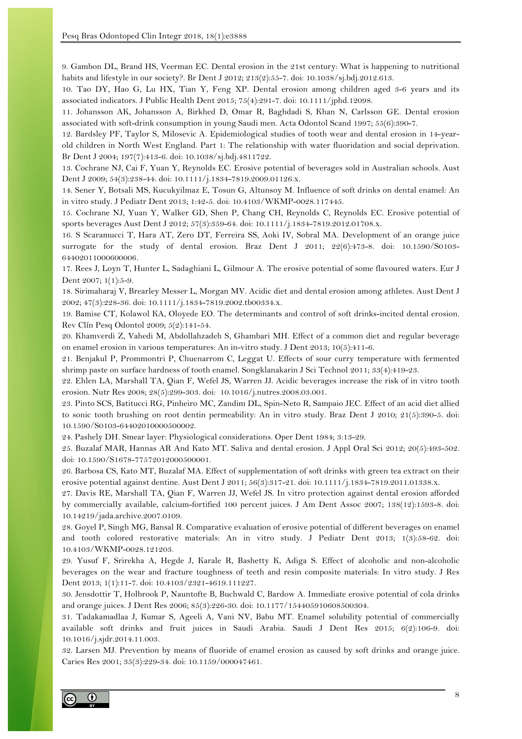9. Gambon DL, Brand HS, Veerman EC. Dental erosion in the 21st century: What is happening to nutritional habits and lifestyle in our society?. Br Dent J 2012; 213(2):55-7. doi: 10.1038/sj.bdj.2012.613.

10. Tao DY, Hao G, Lu HX, Tian Y, Feng XP. Dental erosion among children aged 3-6 years and its associated indicators. J Public Health Dent 2015; 75(4):291-7. doi: 10.1111/jphd.12098.

11. Johansson AK, Johansson A, Birkhed D, Omar R, Baghdadi S, Khan N, Carlsson GE. Dental erosion associated with soft-drink consumption in young Saudi men. Acta Odontol Scand 1997; 55(6):390-7.

12. Bardsley PF, Taylor S, Milosevic A. Epidemiological studies of tooth wear and dental erosion in 14-year-old children in North West England. Part 1: The relationship with water fluoridation and social deprivation. Br Dent J 2004; 197(7):413-6. doi: 10.1038/sj.bdj.4811722.

13. Cochrane NJ, Cai F, Yuan Y, Reynolds EC. Erosive potential of beverages sold in Australian schools. Aust Dent J 2009; 54(3):238-44. doi: 10.1111/j.1834-7819.2009.01126.x.

14. Sener Y, Botsali MS, Kucukyilmaz E, Tosun G, Altunsoy M. Influence of soft drinks on dental enamel: An in vitro study. J Pediatr Dent 2013; 1:42-5. doi: 10.4103/WKMP-0028.117445.

15. Cochrane NJ, Yuan Y, Walker GD, Shen P, Chang CH, Reynolds C, Reynolds EC. Erosive potential of sports beverages Aust Dent J 2012; 57(3):359-64. doi: 10.1111/j.1834-7819.2012.01708.x.

16. S Scaramucci T, Hara AT, Zero DT, Ferreira SS, Aoki IV, Sobral MA. Development of an orange juice surrogate for the study of dental erosion. Braz Dent J 2011; 22(6):473-8. doi: 10.1590/S0103-64402011000600006.

17. Rees J, Loyn T, Hunter L, Sadaghiani L, Gilmour A. The erosive potential of some flavoured waters. Eur J Dent 2007; 1(1):5-9.

18. Sirimaharaj V, Brearley Messer L, Morgan MV. Acidic diet and dental erosion among athletes. Aust Dent J 2002; 47(3):228-36. doi: 10.1111/j.1834-7819.2002.tb00334.x.

19. Bamise CT, Kolawol KA, Oloyede EO. The determinants and control of soft drinks-incited dental erosion. Rev Clín Pesq Odontol 2009; 5(2):141-54.

20. Khamverdi Z, Vahedi M, Abdollahzadeh S, Ghambari MH. Effect of a common diet and regular beverage on enamel erosion in various temperatures: An in-vitro study. J Dent 2013; 10(5):411-6.

21. Benjakul P, Prommontri P, Chuenarrom C, Leggat U. Effects of sour curry temperature with fermented shrimp paste on surface hardness of tooth enamel. Songklanakarin J Sci Technol 2011; 33(4):419-23.

22. Ehlen LA, Marshall TA, Qian F, Wefel JS, Warren JJ. Acidic beverages increase the risk of in vitro tooth erosion. Nutr Res 2008; 28(5):299-303. doi: 10.1016/j.nutres.2008.03.001.

23. Pinto SCS, Batitucci RG, Pinheiro MC, Zandim DL, Spin-Neto R, Sampaio JEC. Effect of an acid diet allied to sonic tooth brushing on root dentin permeability: An in vitro study. Braz Dent J 2010; 21(5):390-5. doi: 10.1590/S0103-64402010000500002.

24. Pashely DH. Smear layer: Physiological considerations. Oper Dent 1984; 3:13-29.

25. Buzalaf MAR, Hannas AR And Kato MT. Saliva and dental erosion. J Appl Oral Sci 2012; 20(5):493-502. doi: 10.1590/S1678-77572012000500001.

26. Barbosa CS, Kato MT, Buzalaf MA. Effect of supplementation of soft drinks with green tea extract on their erosive potential against dentine. Aust Dent J 2011; 56(3):317-21. doi: 10.1111/j.1834-7819.2011.01338.x.

27. Davis RE, Marshall TA, Qian F, Warren JJ, Wefel JS. In vitro protection against dental erosion afforded by commercially available, calcium-fortified 100 percent juices. J Am Dent Assoc 2007; 138(12):1593-8. doi: 10.14219/jada.archive.2007.0109.

28. Goyel P, Singh MG, Bansal R. Comparative evaluation of erosive potential of different beverages on enamel and tooth colored restorative materials: An in vitro study. J Pediatr Dent 2013; 1(3):58-62. doi: 10.4103/WKMP-0028.121203.

29. Yusuf F, Srirekha A, Hegde J, Karale R, Bashetty K, Adiga S. Effect of alcoholic and non-alcoholic beverages on the wear and fracture toughness of teeth and resin composite materials: In vitro study. J Res Dent 2013; 1(1):11-7. doi: 10.4103/2321-4619.111227.

30. Jensdottir T, Holbrook P, Nauntofte B, Buchwald C, Bardow A. Immediate erosive potential of cola drinks and orange juices. J Dent Res 2006; 85(3):226-30. doi: 10.1177/154405910608500304.

31. Tadakamadlaa J, Kumar S, Ageeli A, Vani NV, Babu MT. Enamel solubility potential of commercially available soft drinks and fruit juices in Saudi Arabia. Saudi J Dent Res 2015; 6(2):106-9. doi: 10.1016/j.sjdr.2014.11.003.

32. Larsen MJ. Prevention by means of fluoride of enamel erosion as caused by soft drinks and orange juice. Caries Res 2001; 35(3):229-34. doi: 10.1159/000047461.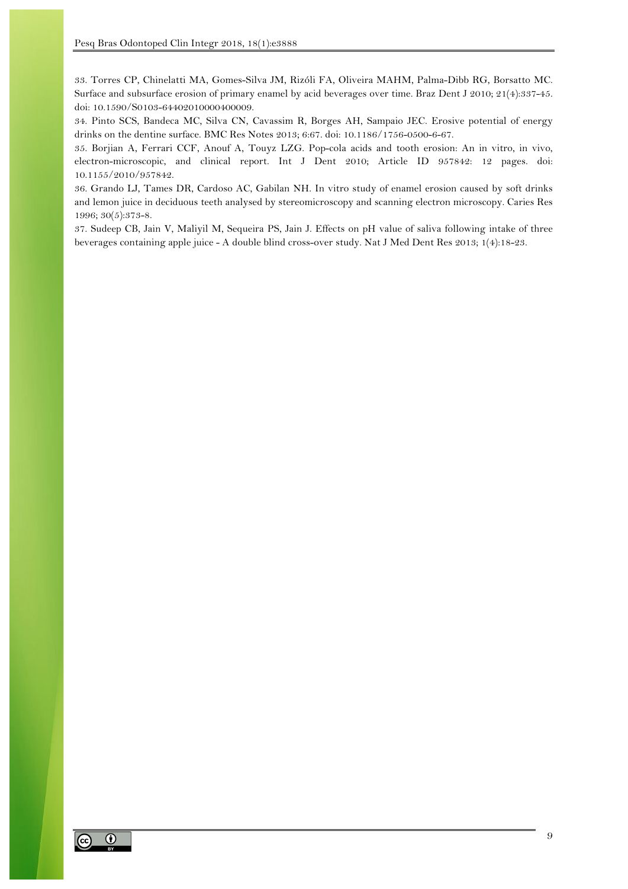33. Torres CP, Chinelatti MA, Gomes-Silva JM, Rizóli FA, Oliveira MAHM, Palma-Dibb RG, Borsatto MC. Surface and subsurface erosion of primary enamel by acid beverages over time. Braz Dent J 2010; 21(4):337-45. doi: 10.1590/S0103-64402010000400009.

34. Pinto SCS, Bandeca MC, Silva CN, Cavassim R, Borges AH, Sampaio JEC. Erosive potential of energy drinks on the dentine surface. BMC Res Notes 2013; 6:67. doi: 10.1186/1756-0500-6-67.

35. Borjian A, Ferrari CCF, Anouf A, Touyz LZG. Pop-cola acids and tooth erosion: An in vitro, in vivo, electron-microscopic, and clinical report. Int J Dent 2010; Article ID 957842: 12 pages. doi: 10.1155/2010/957842.

36. Grando LJ, Tames DR, Cardoso AC, Gabilan NH. In vitro study of enamel erosion caused by soft drinks and lemon juice in deciduous teeth analysed by stereomicroscopy and scanning electron microscopy. Caries Res 1996; 30(5):373-8.

37. Sudeep CB, Jain V, Maliyil M, Sequeira PS, Jain J. Effects on pH value of saliva following intake of three beverages containing apple juice - A double blind cross-over study. Nat J Med Dent Res 2013; 1(4):18-23.